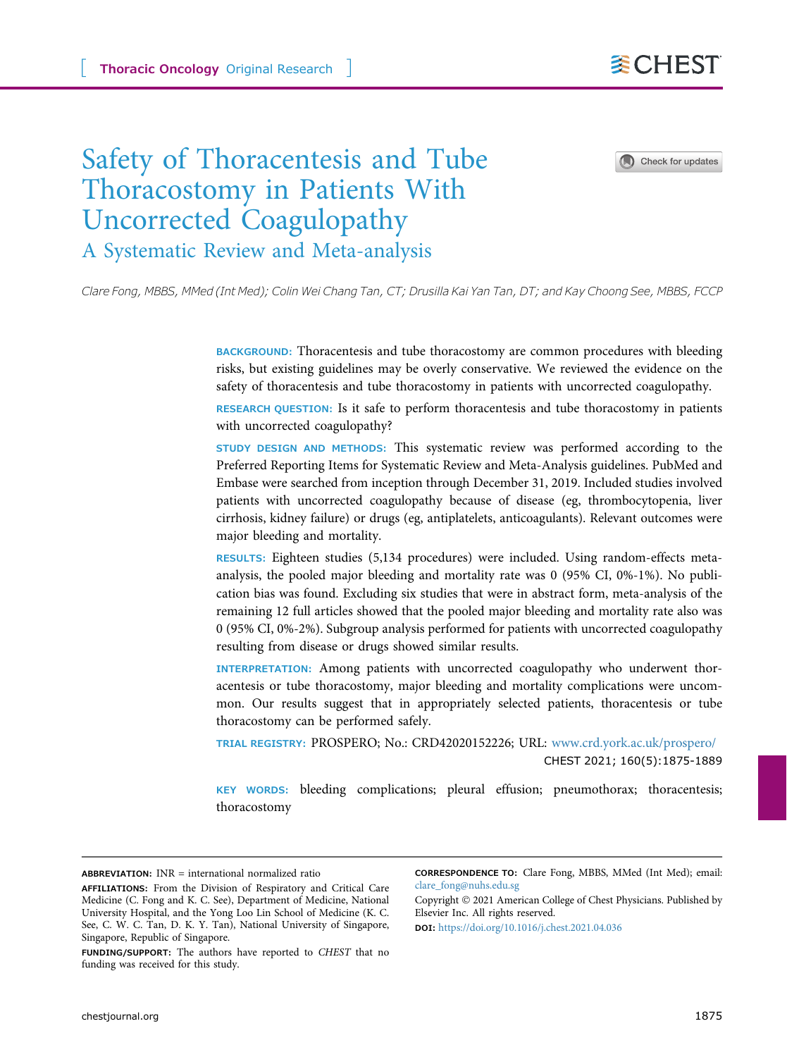Thoracic Oncology Original Research

# Safety of Thoracentesis and Tube Thoracostomy in Patients With Uncorrected Coagulopathy

## A Systematic Review and Meta-analysis

*Clare Fong, MBBS, MMed (Int Med); Colin Wei Chang Tan, CT; Drusilla Kai Yan Tan, DT; and Kay Choong See, MBBS, FCCP*

**BACKGROUND:** Thoracentesis and tube thoracostomy are common procedures with bleeding risks, but existing guidelines may be overly conservative. We reviewed the evidence on the safety of thoracentesis and tube thoracostomy in patients with uncorrected coagulopathy.

**RESEARCH QUESTION:** Is it safe to perform thoracentesis and tube thoracostomy in patients with uncorrected coagulopathy?

**STUDY DESIGN AND METHODS:** This systematic review was performed according to the Preferred Reporting Items for Systematic Review and Meta-Analysis guidelines. PubMed and Embase were searched from inception through December 31, 2019. Included studies involved patients with uncorrected coagulopathy because of disease (eg, thrombocytopenia, liver cirrhosis, kidney failure) or drugs (eg, antiplatelets, anticoagulants). Relevant outcomes were major bleeding and mortality.

**RESULTS:** Eighteen studies (5,134 procedures) were included. Using random-effects meta-analysis, the pooled major bleeding and mortality rate was 0 (95% CI, 0%-1%). No publication bias was found. Excluding six studies that were in abstract form, meta-analysis of the remaining 12 full articles showed that the pooled major bleeding and mortality rate also was 0 (95% CI, 0%-2%). Subgroup analysis performed for patients with uncorrected coagulopathy resulting from disease or drugs showed similar results.

**INTERPRETATION:** Among patients with uncorrected coagulopathy who underwent thoracentesis or tube thoracostomy, major bleeding and mortality complications were uncommon. Our results suggest that in appropriately selected patients, thoracentesis or tube thoracostomy can be performed safely.

**TRIAL REGISTRY:** PROSPERO; No.: CRD42020152226; URL: www.crd.york.ac.uk/prospero/

CHEST 2021; 160(5):1875-1889

**KEY WORDS:** bleeding complications; pleural effusion; pneumothorax; thoracentesis; thoracostomy

---

**ABBREVIATION:** INR = international normalized ratio

**AFFILIATIONS:** From the Division of Respiratory and Critical Care Medicine (C. Fong and K. C. See), Department of Medicine, National University Hospital, and the Yong Loo Lin School of Medicine (K. C. See, C. W. C. Tan, D. K. Y. Tan), National University of Singapore, Singapore, Republic of Singapore.

**FUNDING/SUPPORT:** The authors have reported to *CHEST* that no funding was received for this study.

**CORRESPONDENCE TO:** Clare Fong, MBBS, MMed (Int Med); email: clare_fong@nuhs.edu.sg

Copyright © 2021 American College of Chest Physicians. Published by Elsevier Inc. All rights reserved.

**DOI:** https://doi.org/10.1016/j.chest.2021.04.036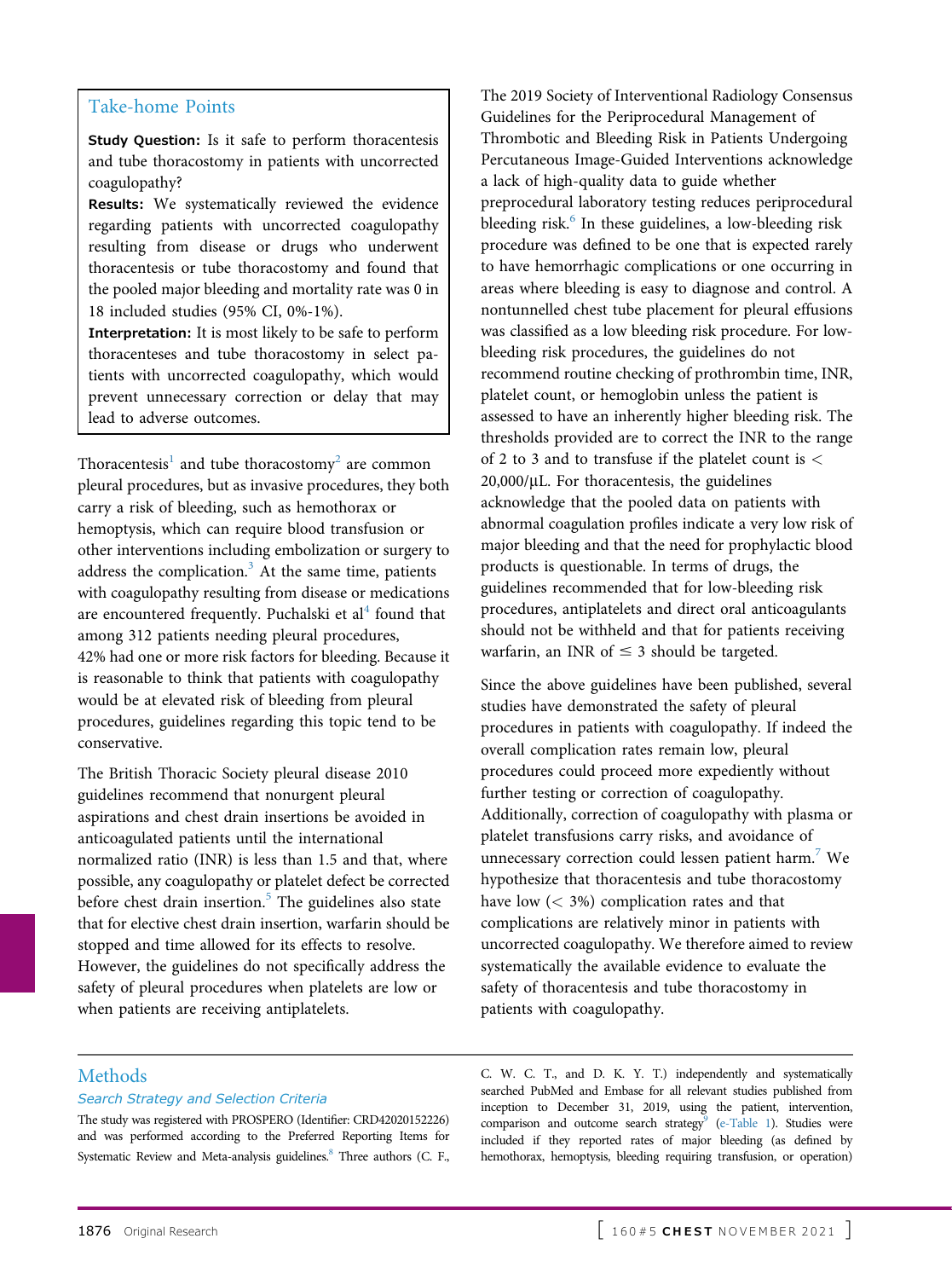## Take-home Points

**Study Question:** Is it safe to perform thoracentesis and tube thoracostomy in patients with uncorrected coagulopathy?

**Results:** We systematically reviewed the evidence regarding patients with uncorrected coagulopathy resulting from disease or drugs who underwent thoracentesis or tube thoracostomy and found that the pooled major bleeding and mortality rate was 0 in 18 included studies (95% CI, 0%-1%).

**Interpretation:** It is most likely to be safe to perform thoracenteses and tube thoracostomy in select patients with uncorrected coagulopathy, which would prevent unnecessary correction or delay that may lead to adverse outcomes.

Thoracentesis[1] and tube thoracostomy[2] are common pleural procedures, but as invasive procedures, they both carry a risk of bleeding, such as hemothorax or hemoptysis, which can require blood transfusion or other interventions including embolization or surgery to address the complication.[3] At the same time, patients with coagulopathy resulting from disease or medications are encountered frequently. Puchalski et al[4] found that among 312 patients needing pleural procedures, 42% had one or more risk factors for bleeding. Because it is reasonable to think that patients with coagulopathy would be at elevated risk of bleeding from pleural procedures, guidelines regarding this topic tend to be conservative.

The British Thoracic Society pleural disease 2010 guidelines recommend that nonurgent pleural aspirations and chest drain insertions be avoided in anticoagulated patients until the international normalized ratio (INR) is less than 1.5 and that, where possible, any coagulopathy or platelet defect be corrected before chest drain insertion.[5] The guidelines also state that for elective chest drain insertion, warfarin should be stopped and time allowed for its effects to resolve. However, the guidelines do not specifically address the safety of pleural procedures when platelets are low or when patients are receiving antiplatelets.

The 2019 Society of Interventional Radiology Consensus Guidelines for the Periprocedural Management of Thrombotic and Bleeding Risk in Patients Undergoing Percutaneous Image-Guided Interventions acknowledge a lack of high-quality data to guide whether preprocedural laboratory testing reduces periprocedural bleeding risk.[6] In these guidelines, a low-bleeding risk procedure was defined to be one that is expected rarely to have hemorrhagic complications or one occurring in areas where bleeding is easy to diagnose and control. A nontunnelled chest tube placement for pleural effusions was classified as a low bleeding risk procedure. For low-bleeding risk procedures, the guidelines do not recommend routine checking of prothrombin time, INR, platelet count, or hemoglobin unless the patient is assessed to have an inherently higher bleeding risk. The thresholds provided are to correct the INR to the range of 2 to 3 and to transfuse if the platelet count is < 20,000/μL. For thoracentesis, the guidelines acknowledge that the pooled data on patients with abnormal coagulation profiles indicate a very low risk of major bleeding and that the need for prophylactic blood products is questionable. In terms of drugs, the guidelines recommended that for low-bleeding risk procedures, antiplatelets and direct oral anticoagulants should not be withheld and that for patients receiving warfarin, an INR of ≤ 3 should be targeted.

Since the above guidelines have been published, several studies have demonstrated the safety of pleural procedures in patients with coagulopathy. If indeed the overall complication rates remain low, pleural procedures could proceed more expediently without further testing or correction of coagulopathy. Additionally, correction of coagulopathy with plasma or platelet transfusions carry risks, and avoidance of unnecessary correction could lessen patient harm.[7] We hypothesize that thoracentesis and tube thoracostomy have low (< 3%) complication rates and that complications are relatively minor in patients with uncorrected coagulopathy. We therefore aimed to review systematically the available evidence to evaluate the safety of thoracentesis and tube thoracostomy in patients with coagulopathy.

## Methods

### Search Strategy and Selection Criteria

The study was registered with PROSPERO (Identifier: CRD42020152226) and was performed according to the Preferred Reporting Items for Systematic Review and Meta-analysis guidelines.[8] Three authors (C. F., C. W. C. T., and D. K. Y. T.) independently and systematically searched PubMed and Embase for all relevant studies published from inception to December 31, 2019, using the patient, intervention, comparison and outcome search strategy[9] (e-Table 1). Studies were included if they reported rates of major bleeding (as defined by hemothorax, hemoptysis, bleeding requiring transfusion, or operation)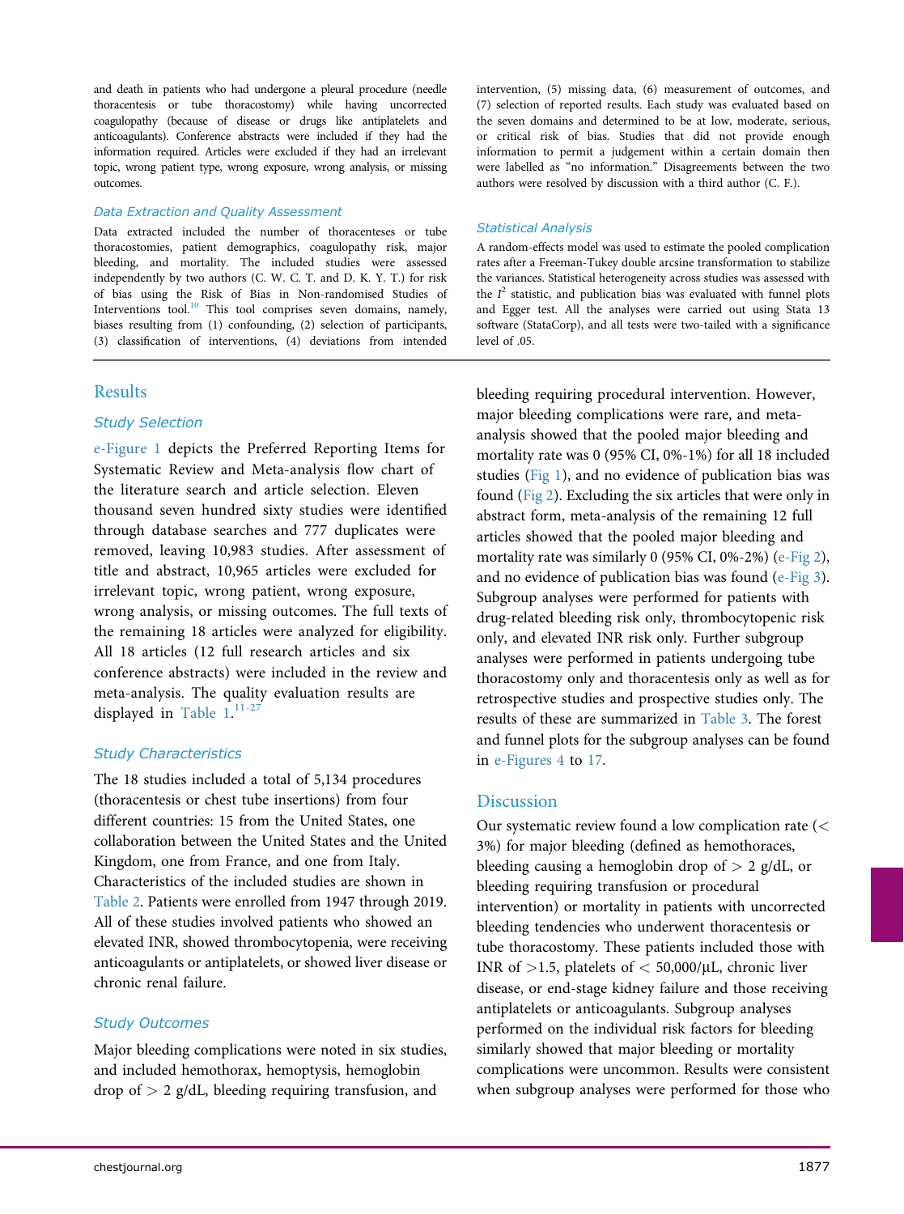and death in patients who had undergone a pleural procedure (needle thoracentesis or tube thoracostomy) while having uncorrected coagulopathy (because of disease or drugs like antiplatelets and anticoagulants). Conference abstracts were included if they had the information required. Articles were excluded if they had an irrelevant topic, wrong patient type, wrong exposure, wrong analysis, or missing outcomes.

### Data Extraction and Quality Assessment

Data extracted included the number of thoracenteses or tube thoracostomies, patient demographics, coagulopathy risk, major bleeding, and mortality. The included studies were assessed independently by two authors (C. W. C. T. and D. K. Y. T.) for risk of bias using the Risk of Bias in Non-randomised Studies of Interventions tool.[10] This tool comprises seven domains, namely, biases resulting from (1) confounding, (2) selection of participants, (3) classification of interventions, (4) deviations from intended intervention, (5) missing data, (6) measurement of outcomes, and (7) selection of reported results. Each study was evaluated based on the seven domains and determined to be at low, moderate, serious, or critical risk of bias. Studies that did not provide enough information to permit a judgement within a certain domain then were labelled as "no information." Disagreements between the two authors were resolved by discussion with a third author (C. F.).

### Statistical Analysis

A random-effects model was used to estimate the pooled complication rates after a Freeman-Tukey double arcsine transformation to stabilize the variances. Statistical heterogeneity across studies was assessed with the $I^2$ statistic, and publication bias was evaluated with funnel plots and Egger test. All the analyses were carried out using Stata 13 software (StataCorp), and all tests were two-tailed with a significance level of .05.

## Results

### Study Selection

e-Figure 1 depicts the Preferred Reporting Items for Systematic Review and Meta-analysis flow chart of the literature search and article selection. Eleven thousand seven hundred sixty studies were identified through database searches and 777 duplicates were removed, leaving 10,983 studies. After assessment of title and abstract, 10,965 articles were excluded for irrelevant topic, wrong patient, wrong exposure, wrong analysis, or missing outcomes. The full texts of the remaining 18 articles were analyzed for eligibility. All 18 articles (12 full research articles and six conference abstracts) were included in the review and meta-analysis. The quality evaluation results are displayed in Table 1.[11-27]

### Study Characteristics

The 18 studies included a total of 5,134 procedures (thoracentesis or chest tube insertions) from four different countries: 15 from the United States, one collaboration between the United States and the United Kingdom, one from France, and one from Italy. Characteristics of the included studies are shown in Table 2. Patients were enrolled from 1947 through 2019. All of these studies involved patients who showed an elevated INR, showed thrombocytopenia, were receiving anticoagulants or antiplatelets, or showed liver disease or chronic renal failure.

### Study Outcomes

Major bleeding complications were noted in six studies, and included hemothorax, hemoptysis, hemoglobin drop of > 2 g/dL, bleeding requiring transfusion, and bleeding requiring procedural intervention. However, major bleeding complications were rare, and meta-analysis showed that the pooled major bleeding and mortality rate was 0 (95% CI, 0%-1%) for all 18 included studies (Fig 1), and no evidence of publication bias was found (Fig 2). Excluding the six articles that were only in abstract form, meta-analysis of the remaining 12 full articles showed that the pooled major bleeding and mortality rate was similarly 0 (95% CI, 0%-2%) (e-Fig 2), and no evidence of publication bias was found (e-Fig 3). Subgroup analyses were performed for patients with drug-related bleeding risk only, thrombocytopenic risk only, and elevated INR risk only. Further subgroup analyses were performed in patients undergoing tube thoracostomy only and thoracentesis only as well as for retrospective studies and prospective studies only. The results of these are summarized in Table 3. The forest and funnel plots for the subgroup analyses can be found in e-Figures 4 to 17.

## Discussion

Our systematic review found a low complication rate (< 3%) for major bleeding (defined as hemothorax, bleeding causing a hemoglobin drop of > 2 g/dL, or bleeding requiring transfusion or procedural intervention) or mortality in patients with uncorrected bleeding tendencies who underwent thoracentesis or tube thoracostomy. These patients included those with INR of >1.5, platelets of < 50,000/μL, chronic liver disease, or end-stage kidney failure and those receiving antiplatelets or anticoagulants. Subgroup analyses performed on the individual risk factors for bleeding similarly showed that major bleeding or mortality complications were uncommon. Results were consistent when subgroup analyses were performed for those who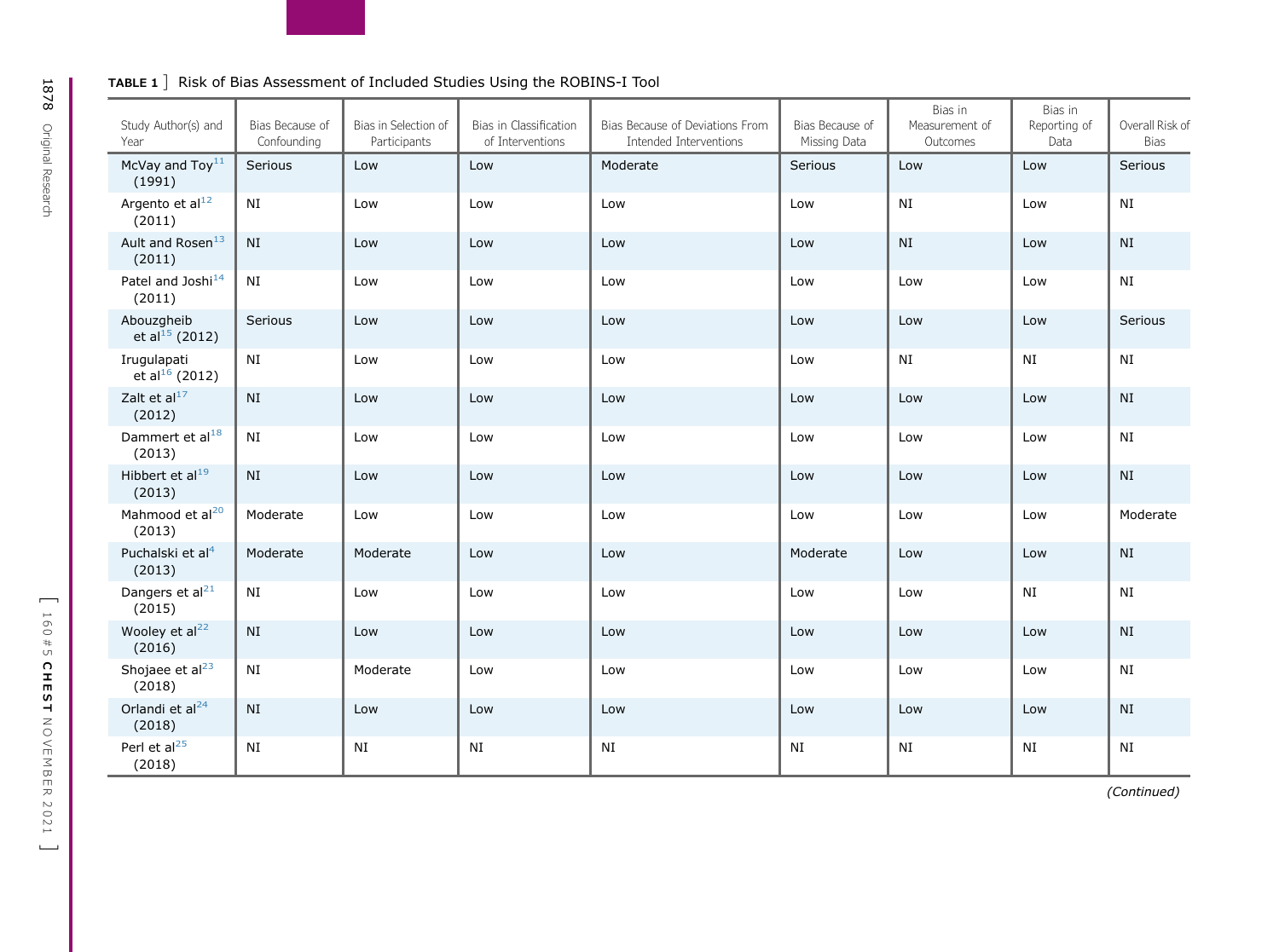**TABLE 1** ] Risk of Bias Assessment of Included Studies Using the ROBINS-I Tool

| Study Author(s) and Year | Bias Because of Confounding | Bias in Selection of Participants | Bias in Classification of Interventions | Bias Because of Deviations From Intended Interventions | Bias Because of Missing Data | Bias in Measurement of Outcomes | Bias in Reporting of Data | Overall Risk of Bias |
|---|---|---|---|---|---|---|---|---|
| McVay and Toy[11] (1991) | Serious | Low | Low | Moderate | Serious | Low | Low | Serious |
| Argento et al[12] (2011) | NI | Low | Low | Low | Low | NI | Low | NI |
| Ault and Rosen[13] (2011) | NI | Low | Low | Low | Low | NI | Low | NI |
| Patel and Joshi[14] (2011) | NI | Low | Low | Low | Low | Low | Low | NI |
| Abouzgheib et al[15] (2012) | Serious | Low | Low | Low | Low | Low | Low | Serious |
| Irugulapati et al[16] (2012) | NI | Low | Low | Low | Low | NI | NI | NI |
| Zalt et al[17] (2012) | NI | Low | Low | Low | Low | Low | Low | NI |
| Dammert et al[18] (2013) | NI | Low | Low | Low | Low | Low | Low | NI |
| Hibbert et al[19] (2013) | NI | Low | Low | Low | Low | Low | Low | NI |
| Mahmood et al[20] (2013) | Moderate | Low | Low | Low | Low | Low | Low | Moderate |
| Puchalski et al[4] (2013) | Moderate | Moderate | Low | Low | Moderate | Low | Low | NI |
| Dangers et al[21] (2015) | NI | Low | Low | Low | Low | Low | NI | NI |
| Wooley et al[22] (2016) | NI | Low | Low | Low | Low | Low | Low | NI |
| Shojaee et al[23] (2018) | NI | Moderate | Low | Low | Low | Low | Low | NI |
| Orlandi et al[24] (2018) | NI | Low | Low | Low | Low | Low | Low | NI |
| Perl et al[25] (2018) | NI | NI | NI | NI | NI | NI | NI | NI |

*(Continued)*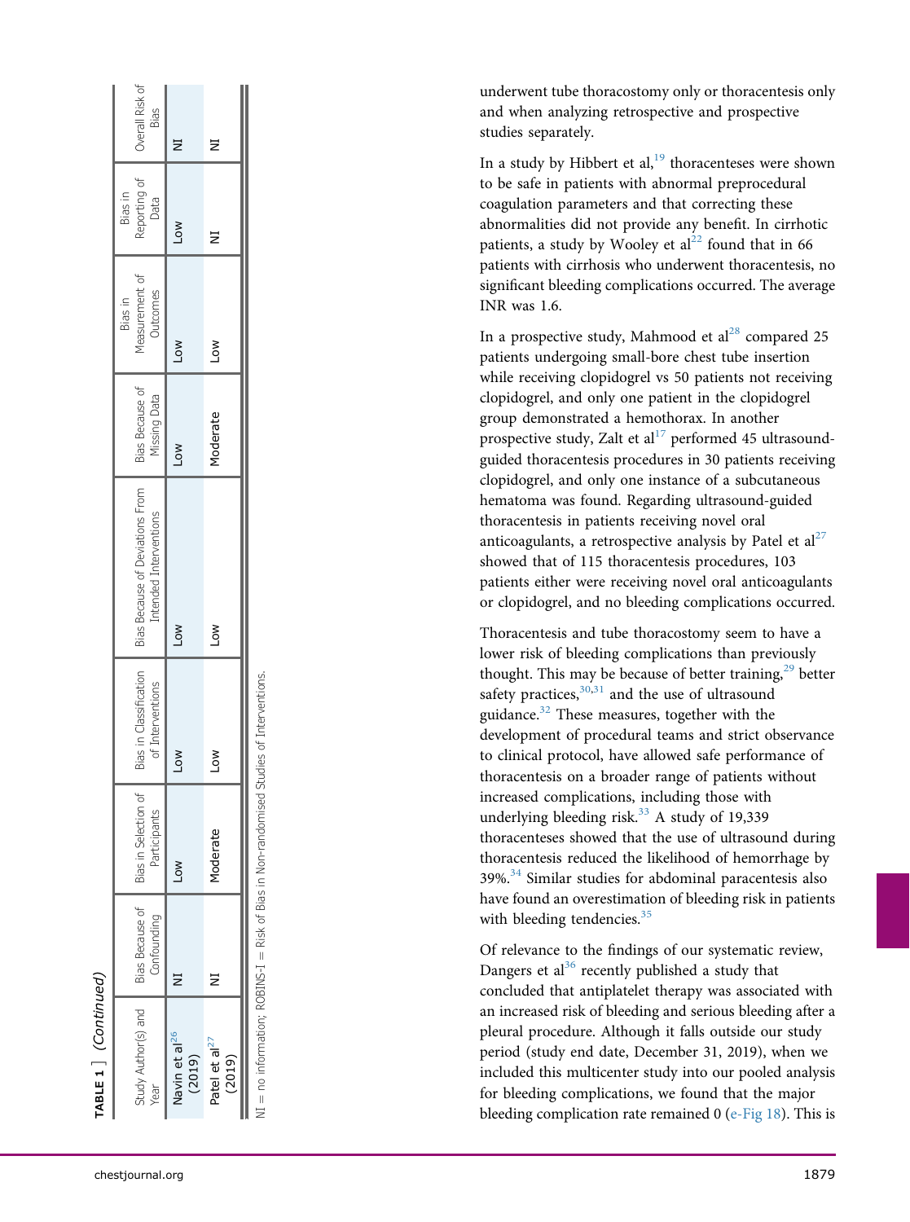TABLE 1 ] (Continued)

| Study Author(s) and Year | Bias Because of Confounding | Bias in Selection of Participants | Bias in Classification of Interventions | Bias Because of Deviations From Intended Interventions | Bias Because of Missing Data | Bias in Measurement of Outcomes | Bias in Reporting of Data | Overall Risk of Bias |
|---|---|---|---|---|---|---|---|---|
| Navin et al[26] (2019) | NI | Low | Low | Low | Low | Low | Low | NI |
| Patel et al[27] (2019) | NI | Moderate | Low | Low | Moderate | Low | NI | NI |

NI = no information; ROBINS-I = Risk of Bias in Non-randomised Studies of Interventions.

underwent tube thoracostomy only or thoracentesis only and when analyzing retrospective and prospective studies separately.

In a study by Hibbert et al,[19] thoracenteses were shown to be safe in patients with abnormal preprocedural coagulation parameters and that correcting these abnormalities did not provide any benefit. In cirrhotic patients, a study by Wooley et al[22] found that in 66 patients with cirrhosis who underwent thoracentesis, no significant bleeding complications occurred. The average INR was 1.6.

In a prospective study, Mahmood et al[28] compared 25 patients undergoing small-bore chest tube insertion while receiving clopidogrel vs 50 patients not receiving clopidogrel, and only one patient in the clopidogrel group demonstrated a hemothorax. In another prospective study, Zalt et al[17] performed 45 ultrasound-guided thoracentesis procedures in 30 patients receiving clopidogrel, and only one instance of a subcutaneous hematoma was found. Regarding ultrasound-guided thoracentesis in patients receiving novel oral anticoagulants, a retrospective analysis by Patel et al[27] showed that of 115 thoracentesis procedures, 103 patients either were receiving novel oral anticoagulants or clopidogrel, and no bleeding complications occurred.

Thoracentesis and tube thoracostomy seem to have a lower risk of bleeding complications than previously thought. This may be because of better training,[29] better safety practices,[30,31] and the use of ultrasound guidance.[32] These measures, together with the development of procedural teams and strict observance to clinical protocol, have allowed safe performance of thoracentesis on a broader range of patients without increased complications, including those with underlying bleeding risk.[33] A study of 19,339 thoracenteses showed that the use of ultrasound during thoracentesis reduced the likelihood of hemorrhage by 39%.[34] Similar studies for abdominal paracentesis also have found an overestimation of bleeding risk in patients with bleeding tendencies.[35]

Of relevance to the findings of our systematic review, Dangers et al[36] recently published a study that concluded that antiplatelet therapy was associated with an increased risk of bleeding and serious bleeding after a pleural procedure. Although it falls outside our study period (study end date, December 31, 2019), when we included this multicenter study into our pooled analysis for bleeding complications, we found that the major bleeding complication rate remained 0 (e-Fig 18). This is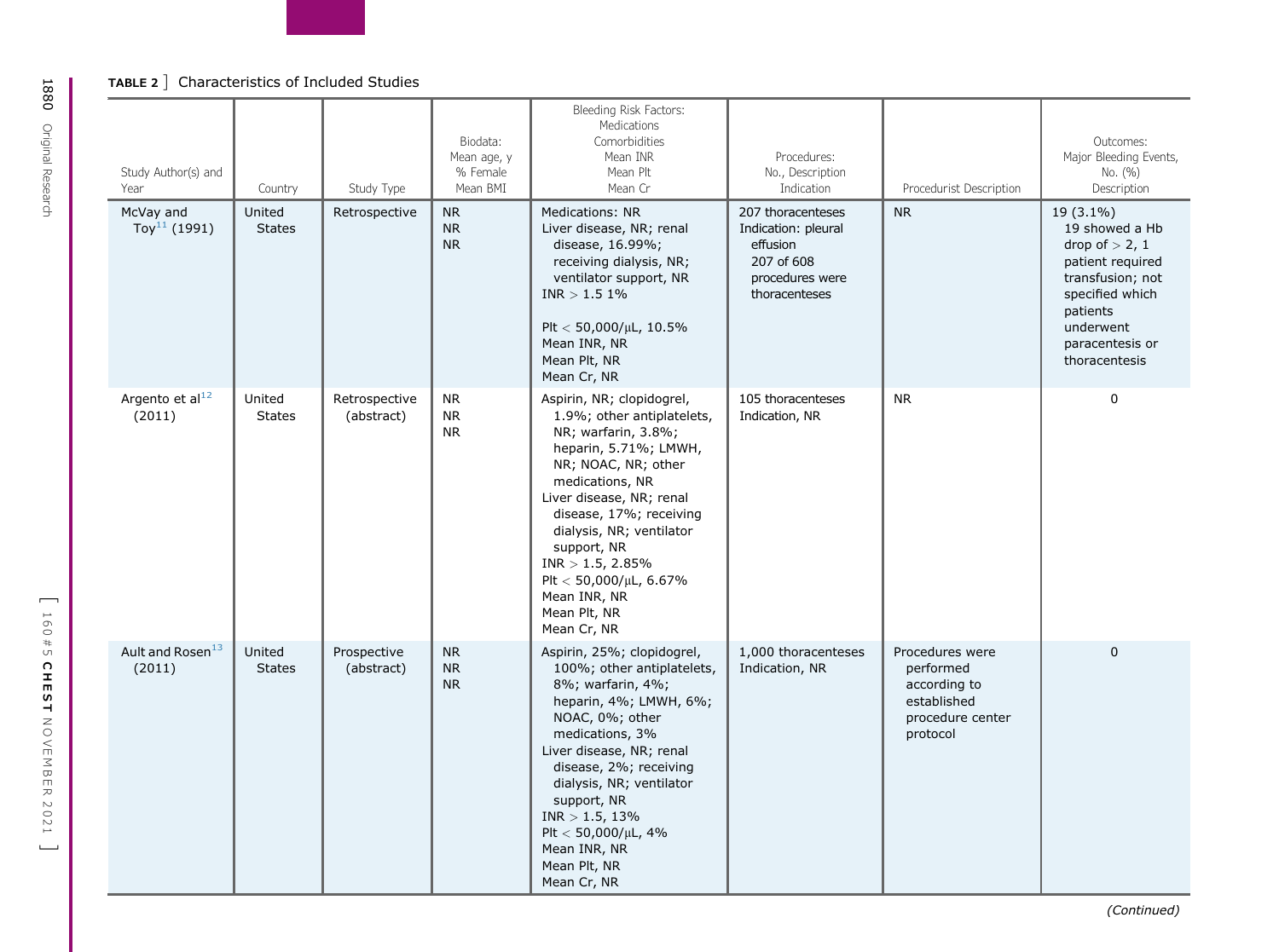**TABLE 2** ] Characteristics of Included Studies

| Study Author(s) and Year | Country | Study Type | Biodata: Mean age, y % Female Mean BMI | Bleeding Risk Factors: Medications Comorbidities Mean INR Mean Plt Mean Cr | Procedures: No., Description Indication | Procedurist Description | Outcomes: Major Bleeding Events, No. (%) Description |
|---|---|---|---|---|---|---|---|
| McVay and Toy[11] (1991) | United States | Retrospective | NR<br>NR<br>NR | Medications: NR<br>Liver disease, NR; renal disease, 16.99%; receiving dialysis, NR; ventilator support, NR<br>INR > 1.5 1%<br>Plt < 50,000/μL, 10.5%<br>Mean INR, NR<br>Mean Plt, NR<br>Mean Cr, NR | 207 thoracenteses<br>Indication: pleural effusion<br>207 of 608 procedures were thoracenteses | NR | 19 (3.1%)<br>19 showed a Hb drop of > 2, 1 patient required transfusion; not specified which patients underwent paracentesis or thoracentesis |
| Argento et al[12] (2011) | United States | Retrospective (abstract) | NR<br>NR<br>NR | Aspirin, NR; clopidogrel, 1.9%; other antiplatelets, NR; warfarin, 3.8%; heparin, 5.71%; LMWH, NR; NOAC, NR; other medications, NR<br>Liver disease, NR; renal disease, 17%; receiving dialysis, NR; ventilator support, NR<br>INR > 1.5, 2.85%<br>Plt < 50,000/μL, 6.67%<br>Mean INR, NR<br>Mean Plt, NR<br>Mean Cr, NR | 105 thoracenteses<br>Indication, NR | NR | 0 |
| Ault and Rosen[13] (2011) | United States | Prospective (abstract) | NR<br>NR<br>NR | Aspirin, 25%; clopidogrel, 100%; other antiplatelets, 8%; warfarin, 4%; heparin, 4%; LMWH, 6%; NOAC, 0%; other medications, 3%<br>Liver disease, NR; renal disease, 2%; receiving dialysis, NR; ventilator support, NR<br>INR > 1.5, 13%<br>Plt < 50,000/μL, 4%<br>Mean INR, NR<br>Mean Plt, NR<br>Mean Cr, NR | 1,000 thoracenteses<br>Indication, NR | Procedures were performed according to established procedure center protocol | 0 |

*(Continued)*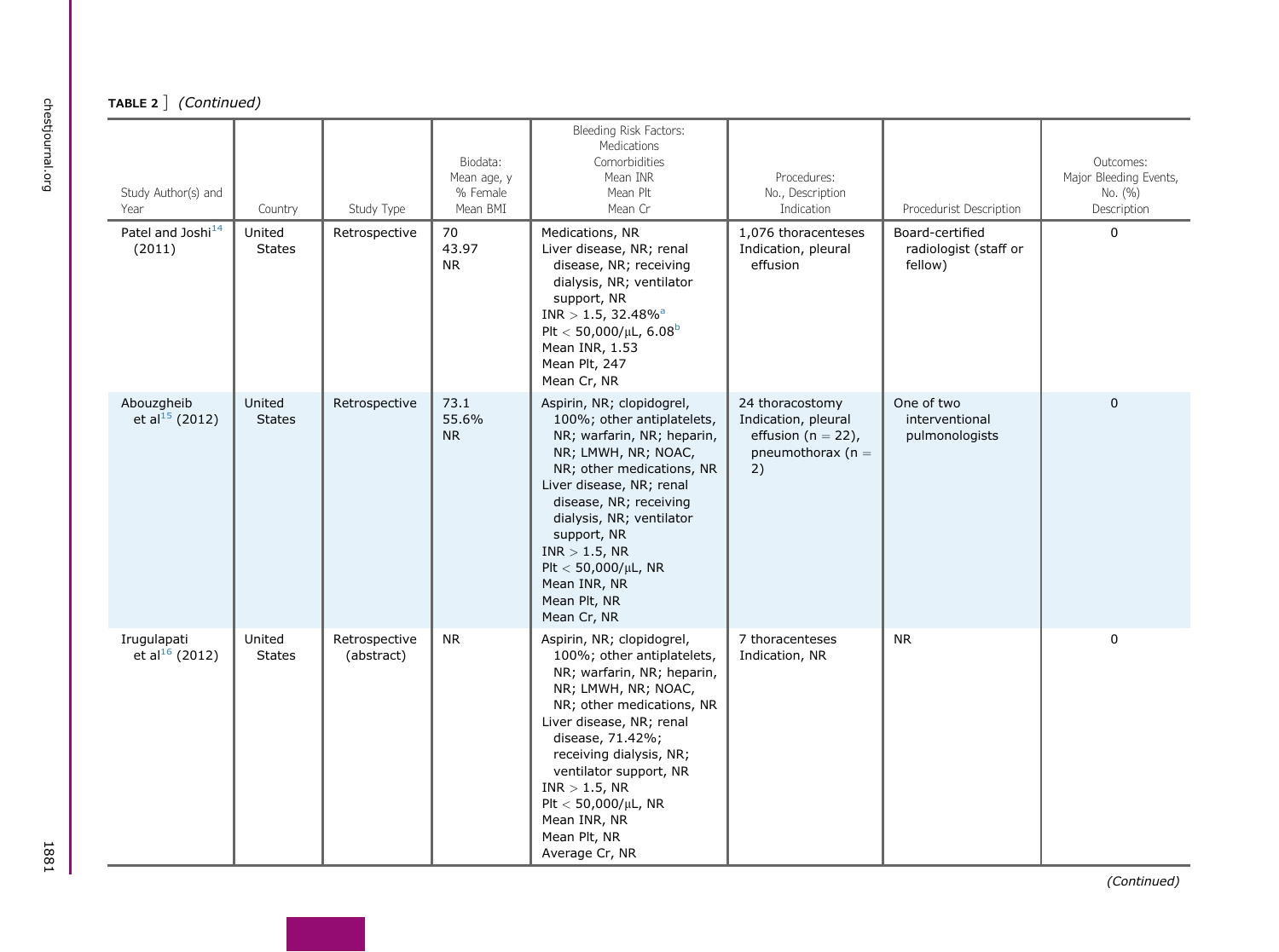**TABLE 2 ]** *(Continued)*

| Study Author(s) and Year | Country | Study Type | Biodata: Mean age, y % Female Mean BMI | Bleeding Risk Factors: Medications Comorbidities Mean INR Mean Plt Mean Cr | Procedures: No., Description Indication | Procedurist Description | Outcomes: Major Bleeding Events, No. (%) Description |
|---|---|---|---|---|---|---|---|
| Patel and Joshi[14] (2011) | United States | Retrospective | 70<br>43.97<br>NR | Medications, NR<br>Liver disease, NR; renal disease, NR; receiving dialysis, NR; ventilator support, NR<br>INR > 1.5, 32.48%[a]<br>Plt < 50,000/μL, 6.08[b]<br>Mean INR, 1.53<br>Mean Plt, 247<br>Mean Cr, NR | 1,076 thoracenteses<br>Indication, pleural effusion | Board-certified radiologist (staff or fellow) | 0 |
| Abouzgheib et al[15] (2012) | United States | Retrospective | 73.1<br>55.6%<br>NR | Aspirin, NR; clopidogrel, 100%; other antiplatelets, NR; warfarin, NR; heparin, NR; LMWH, NR; NOAC, NR; other medications, NR<br>Liver disease, NR; renal disease, NR; receiving dialysis, NR; ventilator support, NR<br>INR > 1.5, NR<br>Plt < 50,000/μL, NR<br>Mean INR, NR<br>Mean Plt, NR<br>Mean Cr, NR | 24 thoracostomy<br>Indication, pleural effusion (n = 22), pneumothorax (n = 2) | One of two interventional pulmonologists | 0 |
| Irugulapati et al[16] (2012) | United States | Retrospective (abstract) | NR | Aspirin, NR; clopidogrel, 100%; other antiplatelets, NR; warfarin, NR; heparin, NR; LMWH, NR; NOAC, NR; other medications, NR<br>Liver disease, NR; renal disease, 71.42%; receiving dialysis, NR; ventilator support, NR<br>INR > 1.5, NR<br>Plt < 50,000/μL, NR<br>Mean INR, NR<br>Mean Plt, NR<br>Average Cr, NR | 7 thoracenteses<br>Indication, NR | NR | 0 |

*(Continued)*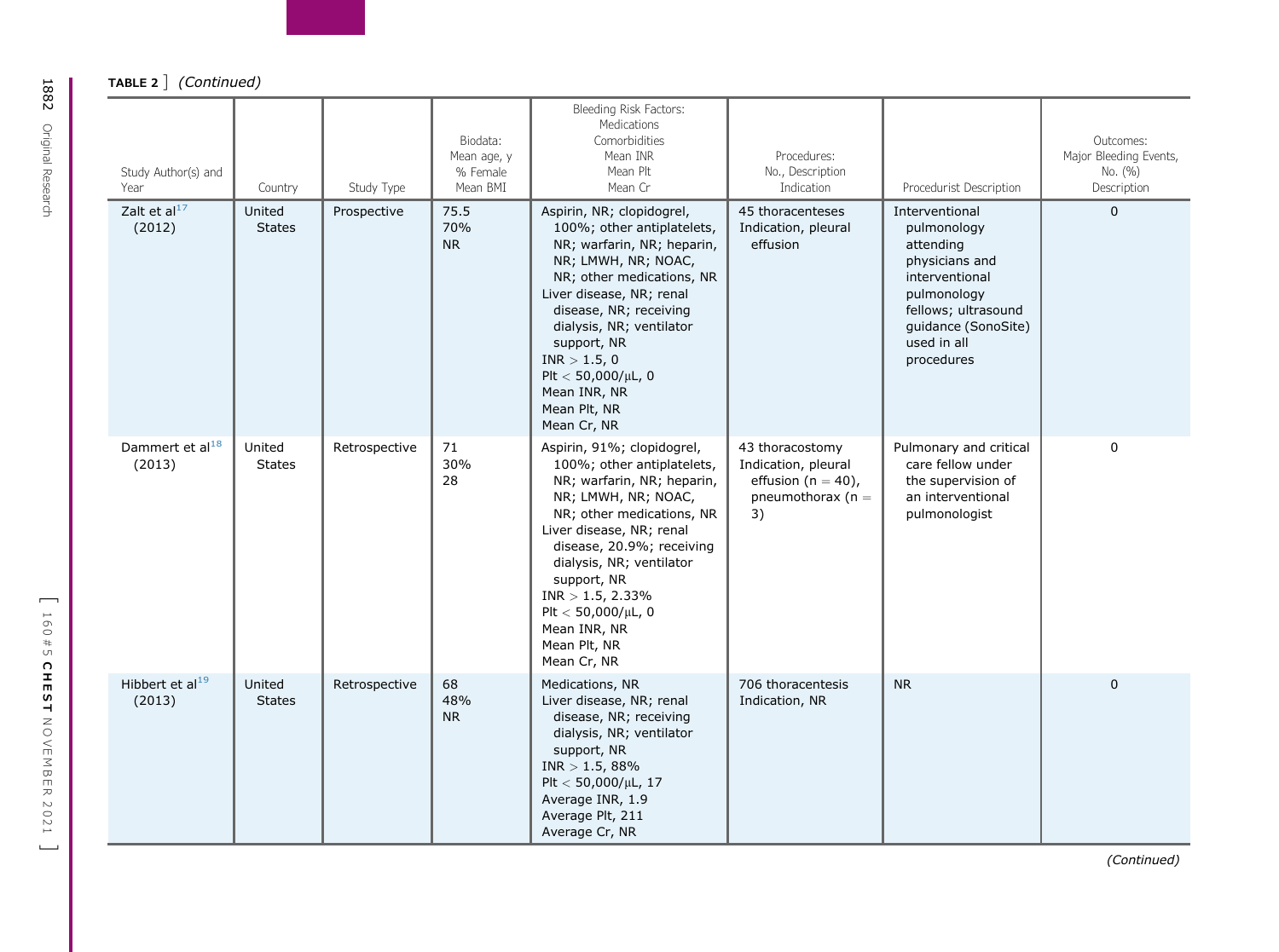TABLE 2 ] (Continued)

| Study Author(s) and Year | Country | Study Type | Biodata: Mean age, y % Female Mean BMI | Bleeding Risk Factors: Medications Comorbidities Mean INR Mean Plt Mean Cr | Procedures: No., Description Indication | Procedurist Description | Outcomes: Major Bleeding Events, No. (%) Description |
|---|---|---|---|---|---|---|---|
| Zalt et al[17] (2012) | United States | Prospective | 75.5<br>70%<br>NR | Aspirin, NR; clopidogrel, 100%; other antiplatelets, NR; warfarin, NR; heparin, NR; LMWH, NR; NOAC, NR; other medications, NR<br>Liver disease, NR; renal disease, NR; receiving dialysis, NR; ventilator support, NR<br>INR > 1.5, 0<br>Plt < 50,000/μL, 0<br>Mean INR, NR<br>Mean Plt, NR<br>Mean Cr, NR | 45 thoracenteses<br>Indication, pleural effusion | Interventional pulmonology attending physicians and interventional pulmonology fellows; ultrasound guidance (SonoSite) used in all procedures | 0 |
| Dammert et al[18] (2013) | United States | Retrospective | 71<br>30%<br>28 | Aspirin, 91%; clopidogrel, 100%; other antiplatelets, NR; warfarin, NR; heparin, NR; LMWH, NR; NOAC, NR; other medications, NR<br>Liver disease, NR; renal disease, 20.9%; receiving dialysis, NR; ventilator support, NR<br>INR > 1.5, 2.33%<br>Plt < 50,000/μL, 0<br>Mean INR, NR<br>Mean Plt, NR<br>Mean Cr, NR | 43 thoracostomy<br>Indication, pleural effusion (n = 40), pneumothorax (n = 3) | Pulmonary and critical care fellow under the supervision of an interventional pulmonologist | 0 |
| Hibbert et al[19] (2013) | United States | Retrospective | 68<br>48%<br>NR | Medications, NR<br>Liver disease, NR; renal disease, NR; receiving dialysis, NR; ventilator support, NR<br>INR > 1.5, 88%<br>Plt < 50,000/μL, 17<br>Average INR, 1.9<br>Average Plt, 211<br>Average Cr, NR | 706 thoracentesis<br>Indication, NR | NR | 0 |

(Continued)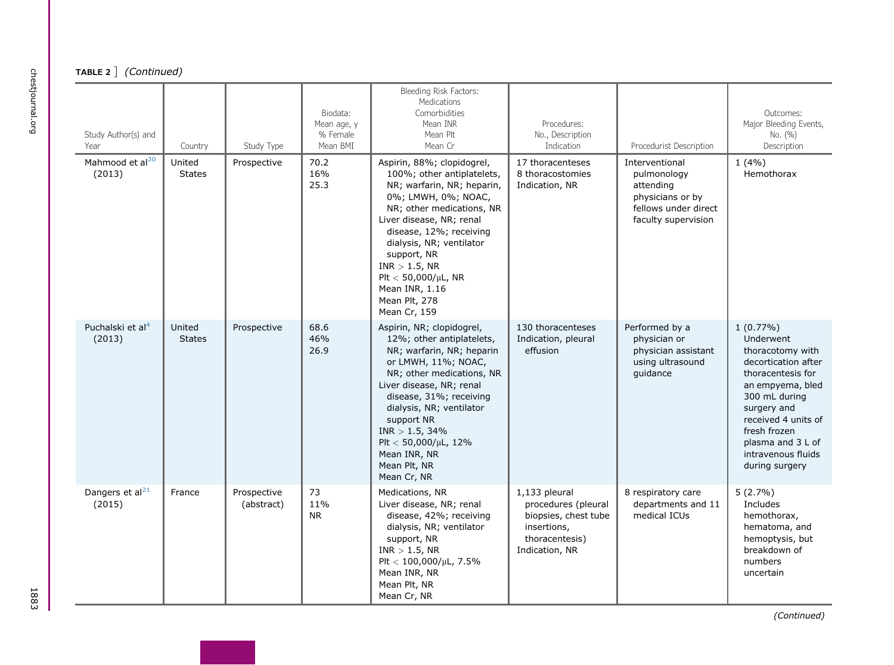**TABLE 2** ] *(Continued)*

| Study Author(s) and Year | Country | Study Type | Biodata: Mean age, y % Female Mean BMI | Bleeding Risk Factors: Medications Comorbidities Mean INR Mean Plt Mean Cr | Procedures: No., Description Indication | Procedurist Description | Outcomes: Major Bleeding Events, No. (%) Description |
|---|---|---|---|---|---|---|---|
| Mahmood et al[20] (2013) | United States | Prospective | 70.2<br>16%<br>25.3 | Aspirin, 88%; clopidogrel, 100%; other antiplatelets, NR; warfarin, NR; heparin, 0%; LMWH, 0%; NOAC, NR; other medications, NR<br>Liver disease, NR; renal disease, 12%; receiving dialysis, NR; ventilator support, NR<br>INR > 1.5, NR<br>Plt < 50,000/μL, NR<br>Mean INR, 1.16<br>Mean Plt, 278<br>Mean Cr, 159 | 17 thoracenteses<br>8 thoracostomies<br>Indication, NR | Interventional pulmonology attending physicians or by fellows under direct faculty supervision | 1 (4%)<br>Hemothorax |
| Puchalski et al[4] (2013) | United States | Prospective | 68.6<br>46%<br>26.9 | Aspirin, NR; clopidogrel, 12%; other antiplatelets, NR; warfarin, NR; heparin or LMWH, 11%; NOAC, NR; other medications, NR<br>Liver disease, NR; renal disease, 31%; receiving dialysis, NR; ventilator support NR<br>INR > 1.5, 34%<br>Plt < 50,000/μL, 12%<br>Mean INR, NR<br>Mean Plt, NR<br>Mean Cr, NR | 130 thoracenteses<br>Indication, pleural effusion | Performed by a physician or physician assistant using ultrasound guidance | 1 (0.77%)<br>Underwent thoracotomy with decortication after thoracentesis for an empyema, bled 300 mL during surgery and received 4 units of fresh frozen plasma and 3 L of intravenous fluids during surgery |
| Dangers et al[21] (2015) | France | Prospective (abstract) | 73<br>11%<br>NR | Medications, NR<br>Liver disease, NR; renal disease, 42%; receiving dialysis, NR; ventilator support, NR<br>INR > 1.5, NR<br>Plt < 100,000/μL, 7.5%<br>Mean INR, NR<br>Mean Plt, NR<br>Mean Cr, NR | 1,133 pleural procedures (pleural biopsies, chest tube insertions, thoracentesis)<br>Indication, NR | 8 respiratory care departments and 11 medical ICUs | 5 (2.7%)<br>Includes hemothorax, hematoma, and hemoptysis, but breakdown of numbers uncertain |

*(Continued)*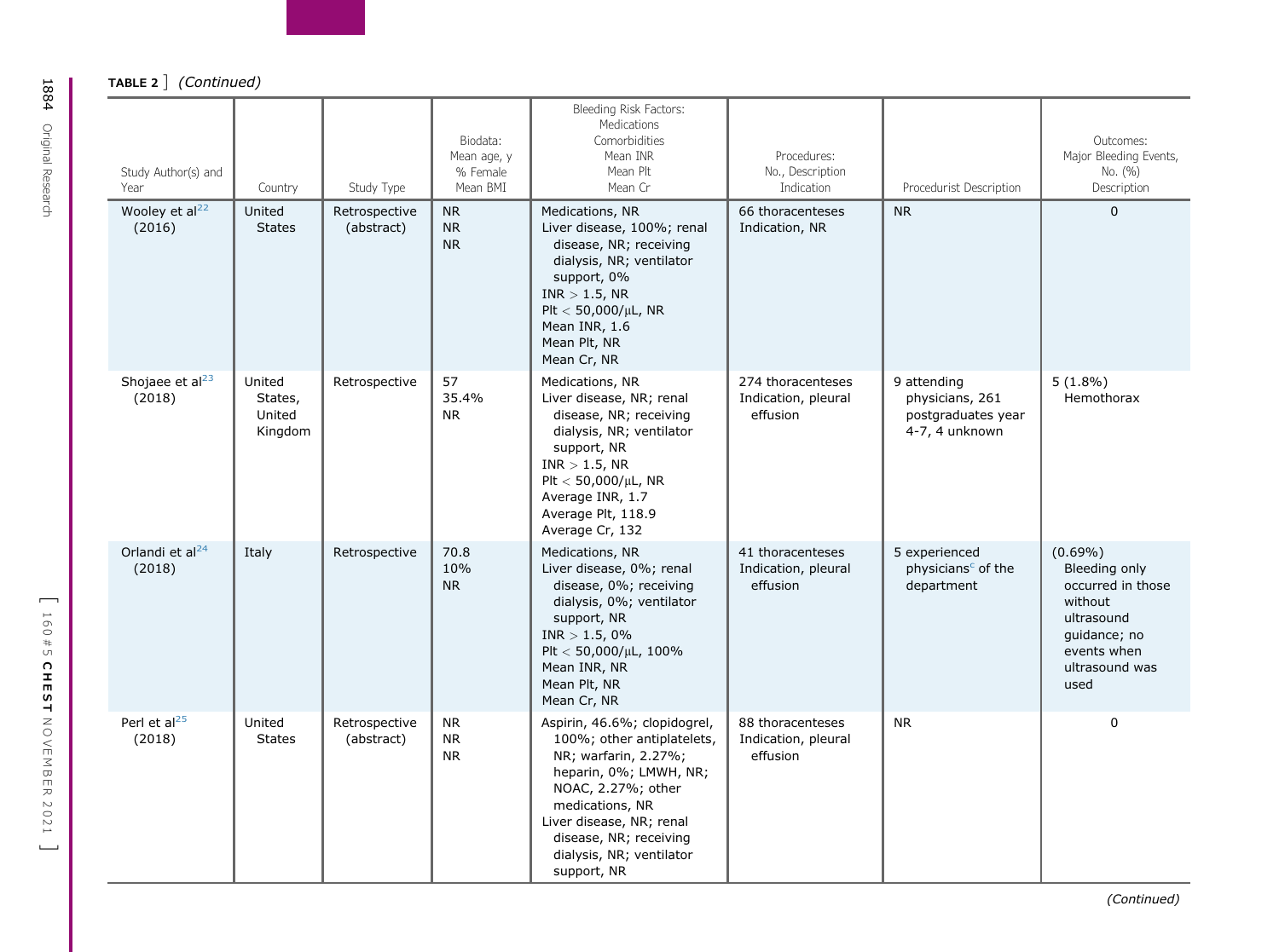**TABLE 2** ] *(Continued)*

| Study Author(s) and Year | Country | Study Type | Biodata: Mean age, y % Female Mean BMI | Bleeding Risk Factors: Medications Comorbidities Mean INR Mean Plt Mean Cr | Procedures: No., Description Indication | Procedurist Description | Outcomes: Major Bleeding Events, No. (%) Description |
|---|---|---|---|---|---|---|---|
| Wooley et al[22] (2016) | United States | Retrospective (abstract) | NR<br>NR<br>NR | Medications, NR<br>Liver disease, 100%; renal disease, NR; receiving dialysis, NR; ventilator support, 0%<br>INR > 1.5, NR<br>Plt < 50,000/µL, NR<br>Mean INR, 1.6<br>Mean Plt, NR<br>Mean Cr, NR | 66 thoracenteses<br>Indication, NR | NR | 0 |
| Shojaee et al[23] (2018) | United States, United Kingdom | Retrospective | 57<br>35.4%<br>NR | Medications, NR<br>Liver disease, NR; renal disease, NR; receiving dialysis, NR; ventilator support, NR<br>INR > 1.5, NR<br>Plt < 50,000/µL, NR<br>Average INR, 1.7<br>Average Plt, 118.9<br>Average Cr, 132 | 274 thoracenteses<br>Indication, pleural effusion | 9 attending physicians, 261 postgraduates year 4-7, 4 unknown | 5 (1.8%)<br>Hemothorax |
| Orlandi et al[24] (2018) | Italy | Retrospective | 70.8<br>10%<br>NR | Medications, NR<br>Liver disease, 0%; renal disease, 0%; receiving dialysis, 0%; ventilator support, NR<br>INR > 1.5, 0%<br>Plt < 50,000/µL, 100%<br>Mean INR, NR<br>Mean Plt, NR<br>Mean Cr, NR | 41 thoracenteses<br>Indication, pleural effusion | 5 experienced physicians[c] of the department | (0.69%)<br>Bleeding only occurred in those without ultrasound guidance; no events when ultrasound was used |
| Perl et al[25] (2018) | United States | Retrospective (abstract) | NR<br>NR<br>NR | Aspirin, 46.6%; clopidogrel, 100%; other antiplatelets, NR; warfarin, 2.27%; heparin, 0%; LMWH, NR; NOAC, 2.27%; other medications, NR<br>Liver disease, NR; renal disease, NR; receiving dialysis, NR; ventilator support, NR | 88 thoracenteses<br>Indication, pleural effusion | NR | 0 |

*(Continued)*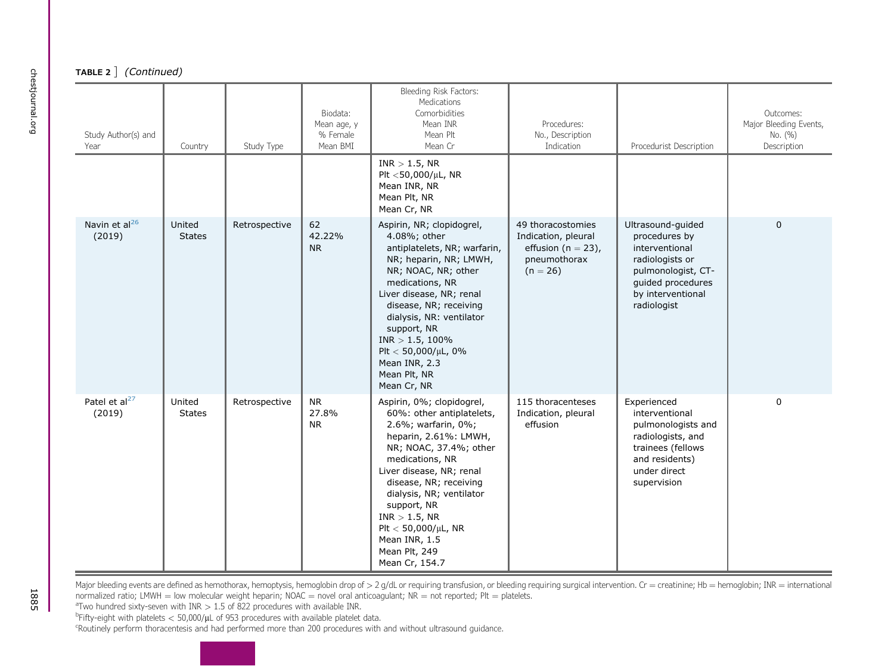**TABLE 2 ]** *(Continued)*

| Study Author(s) and Year | Country | Study Type | Biodata: Mean age, y % Female Mean BMI | Bleeding Risk Factors: Medications Comorbidities Mean INR Mean Plt Mean Cr | Procedures: No., Description Indication | Procedurist Description | Outcomes: Major Bleeding Events, No. (%) Description |
|---|---|---|---|---|---|---|---|
| | | | | INR > 1.5, NR<br>Plt <50,000/μL, NR<br>Mean INR, NR<br>Mean Plt, NR<br>Mean Cr, NR | | | |
| Navin et al[26] (2019) | United States | Retrospective | 62<br>42.22%<br>NR | Aspirin, NR; clopidogrel, 4.08%; other antiplatelets, NR; warfarin, NR; heparin, NR; LMWH, NR; NOAC, NR; other medications, NR<br>Liver disease, NR; renal disease, NR; receiving dialysis, NR: ventilator support, NR<br>INR > 1.5, 100%<br>Plt < 50,000/μL, 0%<br>Mean INR, 2.3<br>Mean Plt, NR<br>Mean Cr, NR | 49 thoracostomies<br>Indication, pleural effusion (n = 23), pneumothorax (n = 26) | Ultrasound-guided procedures by interventional radiologists or pulmonologist, CT-guided procedures by interventional radiologist | 0 |
| Patel et al[27] (2019) | United States | Retrospective | NR<br>27.8%<br>NR | Aspirin, 0%; clopidogrel, 60%: other antiplatelets, 2.6%; warfarin, 0%; heparin, 2.61%: LMWH, NR; NOAC, 37.4%; other medications, NR<br>Liver disease, NR; renal disease, NR; receiving dialysis, NR; ventilator support, NR<br>INR > 1.5, NR<br>Plt < 50,000/μL, NR<br>Mean INR, 1.5<br>Mean Plt, 249<br>Mean Cr, 154.7 | 115 thoracenteses<br>Indication, pleural effusion | Experienced interventional pulmonologists and radiologists, and trainees (fellows and residents) under direct supervision | 0 |

Major bleeding events are defined as hemothorax, hemoptysis, hemoglobin drop of > 2 g/dL or requiring transfusion, or bleeding requiring surgical intervention. Cr = creatinine; Hb = hemoglobin; INR = international normalized ratio; LMWH = low molecular weight heparin; NOAC = novel oral anticoagulant; NR = not reported; Plt = platelets.

[a]Two hundred sixty-seven with INR > 1.5 of 822 procedures with available INR.

[b]Fifty-eight with platelets < 50,000/μL of 953 procedures with available platelet data.

[c]Routinely perform thoracentesis and had performed more than 200 procedures with and without ultrasound guidance.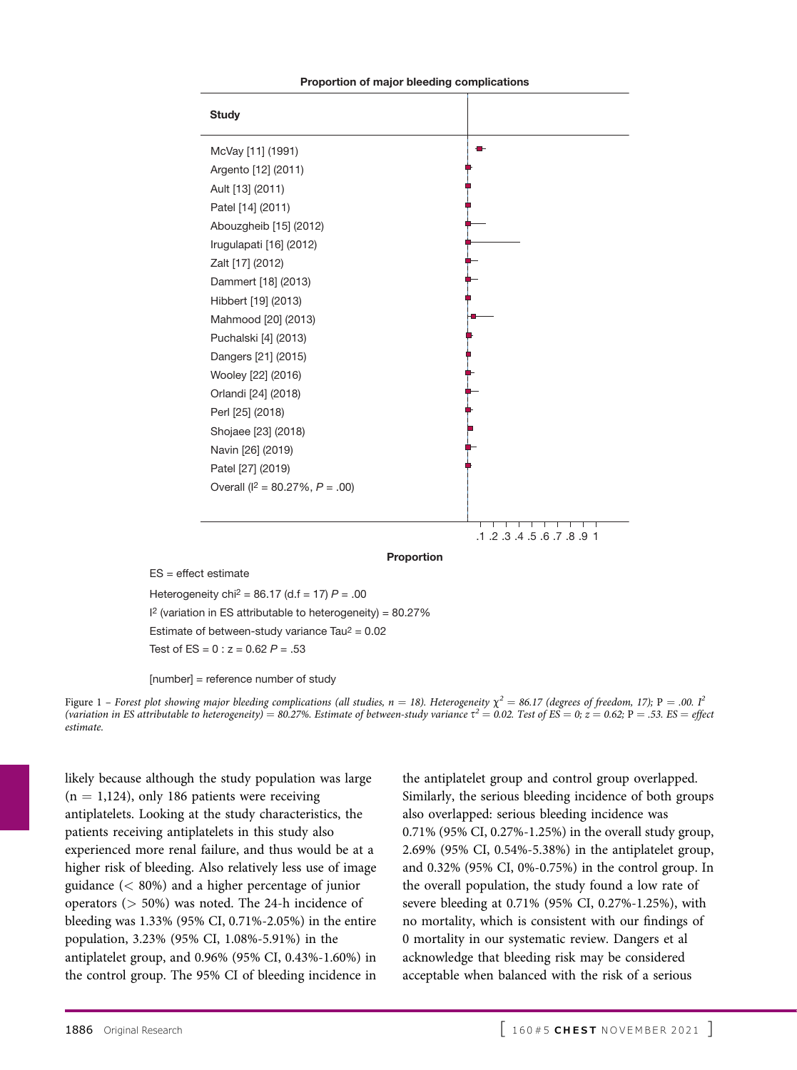Proportion of major bleeding complications

Study

McVay [11] (1991)
Argento [12] (2011)
Ault [13] (2011)
Patel [14] (2011)
Abouzgheib [15] (2012)
Irugulapati [16] (2012)
Zalt [17] (2012)
Dammert [18] (2013)
Hibbert [19] (2013)
Mahmood [20] (2013)
Puchalski [4] (2013)
Dangers [21] (2015)
Wooley [22] (2016)
Orlandi [24] (2018)
Perl [25] (2018)
Shojaee [23] (2018)
Navin [26] (2019)
Patel [27] (2019)
Overall ($I^2$ = 80.27%, $P$ = .00)

.1 .2 .3 .4 .5 .6 .7 .8 .9 1

Proportion

ES = effect estimate

Heterogeneity $chi^2$ = 86.17 (d.f = 17) $P$ = .00

$I^2$ (variation in ES attributable to heterogeneity) = 80.27%

Estimate of between-study variance $Tau^2$ = 0.02

Test of ES = 0 : z = 0.62 $P$ = .53

[number] = reference number of study

Figure 1 – *Forest plot showing major bleeding complications (all studies, n = 18). Heterogeneity $\chi^2$ = 86.17 (degrees of freedom, 17);* P *= .00. $I^2$ (variation in ES attributable to heterogeneity) = 80.27%. Estimate of between-study variance $\tau^2$ = 0.02. Test of ES = 0; z = 0.62;* P *= .53. ES = effect estimate.*

likely because although the study population was large (n = 1,124), only 186 patients were receiving antiplatelets. Looking at the study characteristics, the patients receiving antiplatelets in this study also experienced more renal failure, and thus would be at a higher risk of bleeding. Also relatively less use of image guidance (< 80%) and a higher percentage of junior operators (> 50%) was noted. The 24-h incidence of bleeding was 1.33% (95% CI, 0.71%-2.05%) in the entire population, 3.23% (95% CI, 1.08%-5.91%) in the antiplatelet group, and 0.96% (95% CI, 0.43%-1.60%) in the control group. The 95% CI of bleeding incidence in the antiplatelet group and control group overlapped. Similarly, the serious bleeding incidence of both groups also overlapped: serious bleeding incidence was 0.71% (95% CI, 0.27%-1.25%) in the overall study group, 2.69% (95% CI, 0.54%-5.38%) in the antiplatelet group, and 0.32% (95% CI, 0%-0.75%) in the control group. In the overall population, the study found a low rate of severe bleeding at 0.71% (95% CI, 0.27%-1.25%), with no mortality, which is consistent with our findings of 0 mortality in our systematic review. Dangers et al acknowledge that bleeding risk may be considered acceptable when balanced with the risk of a serious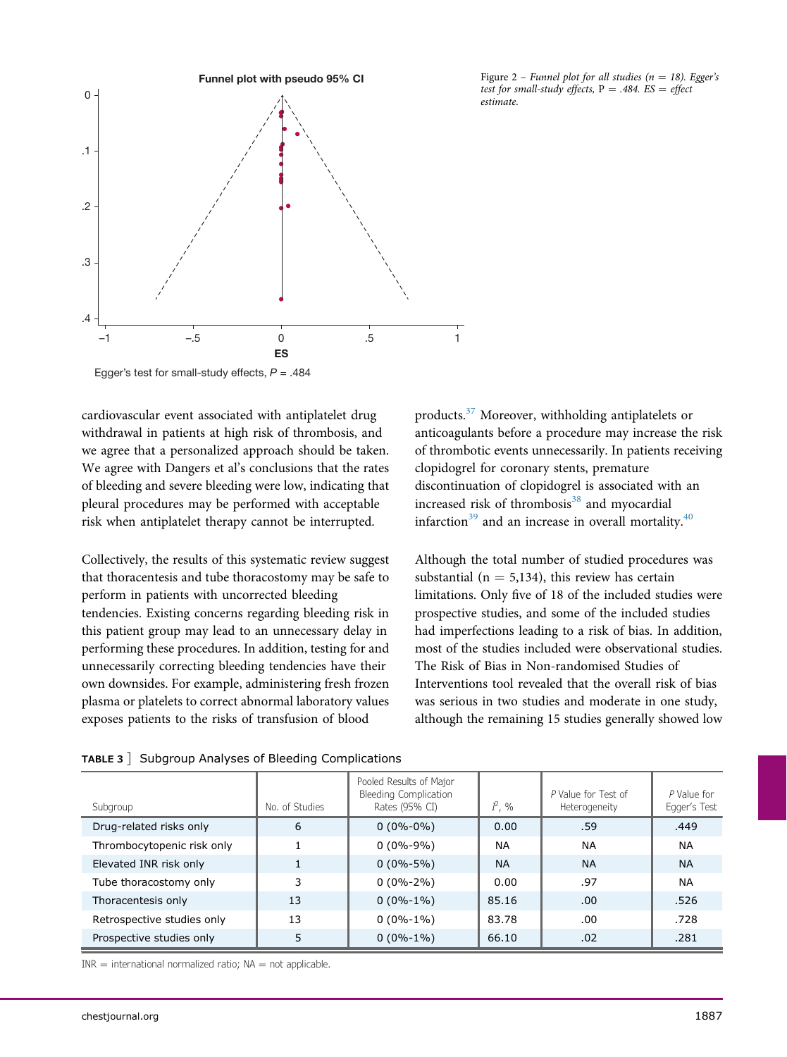Figure 2 – *Funnel plot for all studies (n = 18). Egger's test for small-study effects, P = .484. ES = effect estimate.*

cardiovascular event associated with antiplatelet drug withdrawal in patients at high risk of thrombosis, and we agree that a personalized approach should be taken. We agree with Dangers et al's conclusions that the rates of bleeding and severe bleeding were low, indicating that pleural procedures may be performed with acceptable risk when antiplatelet therapy cannot be interrupted.

Collectively, the results of this systematic review suggest that thoracentesis and tube thoracostomy may be safe to perform in patients with uncorrected bleeding tendencies. Existing concerns regarding bleeding risk in this patient group may lead to an unnecessary delay in performing these procedures. In addition, testing for and unnecessarily correcting bleeding tendencies have their own downsides. For example, administering fresh frozen plasma or platelets to correct abnormal laboratory values exposes patients to the risks of transfusion of blood products.[37] Moreover, withholding antiplatelets or anticoagulants before a procedure may increase the risk of thrombotic events unnecessarily. In patients receiving clopidogrel for coronary stents, premature discontinuation of clopidogrel is associated with an increased risk of thrombosis[38] and myocardial infarction[39] and an increase in overall mortality.[40]

Although the total number of studied procedures was substantial (n = 5,134), this review has certain limitations. Only five of 18 of the included studies were prospective studies, and some of the included studies had imperfections leading to a risk of bias. In addition, most of the studies included were observational studies. The Risk of Bias in Non-randomised Studies of Interventions tool revealed that the overall risk of bias was serious in two studies and moderate in one study, although the remaining 15 studies generally showed low

**TABLE 3** ] Subgroup Analyses of Bleeding Complications

| Subgroup | No. of Studies | Pooled Results of Major Bleeding Complication Rates (95% CI) | $I^2$, % | P Value for Test of Heterogeneity | P Value for Egger's Test |
|---|---|---|---|---|---|
| Drug-related risks only | 6 | 0 (0%-0%) | 0.00 | .59 | .449 |
| Thrombocytopenic risk only | 1 | 0 (0%-9%) | NA | NA | NA |
| Elevated INR risk only | 1 | 0 (0%-5%) | NA | NA | NA |
| Tube thoracostomy only | 3 | 0 (0%-2%) | 0.00 | .97 | NA |
| Thoracentesis only | 13 | 0 (0%-1%) | 85.16 | .00 | .526 |
| Retrospective studies only | 13 | 0 (0%-1%) | 83.78 | .00 | .728 |
| Prospective studies only | 5 | 0 (0%-1%) | 66.10 | .02 | .281 |

INR = international normalized ratio; NA = not applicable.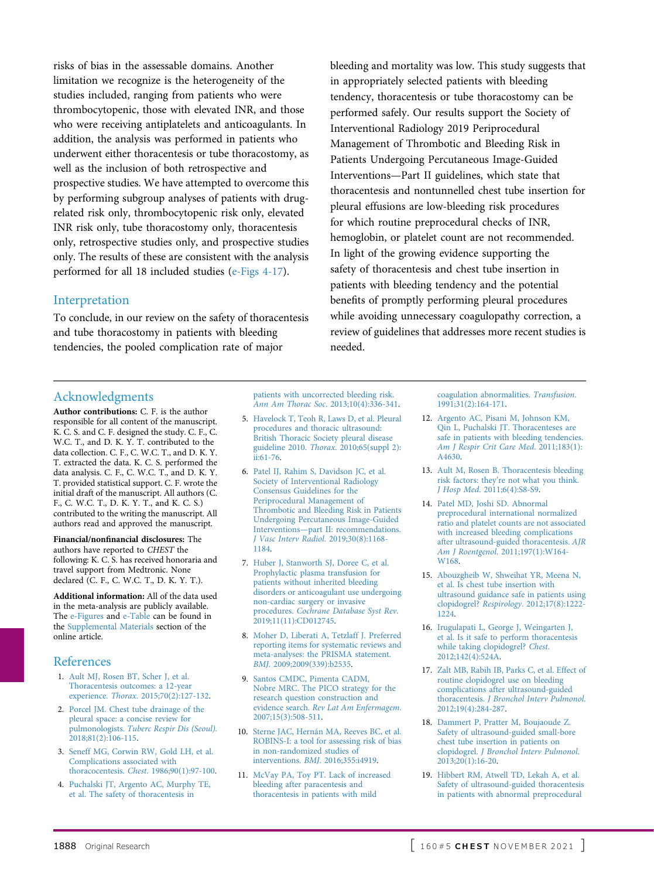risks of bias in the assessable domains. Another limitation we recognize is the heterogeneity of the studies included, ranging from patients who were thrombocytopenic, those with elevated INR, and those who were receiving antiplatelets and anticoagulants. In addition, the analysis was performed in patients who underwent either thoracentesis or tube thoracostomy, as well as the inclusion of both retrospective and prospective studies. We have attempted to overcome this by performing subgroup analyses of patients with drug-related risk only, thrombocytopenic risk only, elevated INR risk only, tube thoracostomy only, thoracentesis only, retrospective studies only, and prospective studies only. The results of these are consistent with the analysis performed for all 18 included studies (e-Figs 4-17).

## Interpretation

To conclude, in our review on the safety of thoracentesis and tube thoracostomy in patients with bleeding tendencies, the pooled complication rate of major bleeding and mortality was low. This study suggests that in appropriately selected patients with bleeding tendency, thoracentesis or tube thoracostomy can be performed safely. Our results support the Society of Interventional Radiology 2019 Periprocedural Management of Thrombotic and Bleeding Risk in Patients Undergoing Percutaneous Image-Guided Interventions—Part II guidelines, which state that thoracentesis and nontunnelled chest tube insertion for pleural effusions are low-bleeding risk procedures for which routine preprocedural checks of INR, hemoglobin, or platelet count are not recommended. In light of the growing evidence supporting the safety of thoracentesis and chest tube insertion in patients with bleeding tendency and the potential benefits of promptly performing pleural procedures while avoiding unnecessary coagulopathy correction, a review of guidelines that addresses more recent studies is needed.

## Acknowledgments

**Author contributions:** C. F. is the author responsible for all content of the manuscript. K. C. S. and C. F. designed the study. C. F., C. W.C. T., and D. K. Y. T. contributed to the data collection. C. F., C. W.C. T., and D. K. Y. T. extracted the data. K. C. S. performed the data analysis. C. F., C. W.C. T., and D. K. Y. T. provided statistical support. C. F. wrote the initial draft of the manuscript. All authors (C. F., C. W.C. T., D. K. Y. T., and K. C. S.) contributed to the writing the manuscript. All authors read and approved the manuscript.

**Financial/nonfinancial disclosures:** The authors have reported to *CHEST* the following: K. C. S. has received honoraria and travel support from Medtronic. None declared (C. F., C. W.C. T., D. K. Y. T.).

**Additional information:** All of the data used in the meta-analysis are publicly available. The e-Figures and e-Table can be found in the Supplemental Materials section of the online article.

## References

1. Ault MJ, Rosen BT, Scher J, et al. Thoracentesis outcomes: a 12-year experience. *Thorax*. 2015;70(2):127-132.
2. Porcel JM. Chest tube drainage of the pleural space: a concise review for pulmonologists. *Tuberc Respir Dis (Seoul)*. 2018;81(2):106-115.
3. Seneff MG, Corwin RW, Gold LH, et al. Complications associated with thoracocentesis. *Chest*. 1986;90(1):97-100.
4. Puchalski JT, Argento AC, Murphy TE, et al. The safety of thoracentesis in patients with uncorrected bleeding risk. *Ann Am Thorac Soc*. 2013;10(4):336-341.
5. Havelock T, Teoh R, Laws D, et al. Pleural procedures and thoracic ultrasound: British Thoracic Society pleural disease guideline 2010. *Thorax*. 2010;65(suppl 2): ii:61-76.
6. Patel IJ, Rahim S, Davidson JC, et al. Society of Interventional Radiology Consensus Guidelines for the Periprocedural Management of Thrombotic and Bleeding Risk in Patients Undergoing Percutaneous Image-Guided Interventions—part II: recommendations. *J Vasc Interv Radiol*. 2019;30(8):1168-1184.
7. Huber J, Stanworth SJ, Doree C, et al. Prophylactic plasma transfusion for patients without inherited bleeding disorders or anticoagulant use undergoing non-cardiac surgery or invasive procedures. *Cochrane Database Syst Rev*. 2019;11(11):CD012745.
8. Moher D, Liberati A, Tetzlaff J. Preferred reporting items for systematic reviews and meta-analyses: the PRISMA statement. *BMJ*. 2009;2009(339):b2535.
9. Santos CMDC, Pimenta CADM, Nobre MRC. The PICO strategy for the research question construction and evidence search. *Rev Lat Am Enfermagem*. 2007;15(3):508-511.
10. Sterne JAC, Hernán MA, Reeves BC, et al. ROBINS-I: a tool for assessing risk of bias in non-randomized studies of interventions. *BMJ*. 2016;355:i4919.
11. McVay PA, Toy PT. Lack of increased bleeding after paracentesis and thoracentesis in patients with mild coagulation abnormalities. *Transfusion*. 1991;31(2):164-171.
12. Argento AC, Pisani M, Johnson KM, Qin L, Puchalski JT. Thoracenteses are safe in patients with bleeding tendencies. *Am J Respir Crit Care Med*. 2011;183(1):A4630.
13. Ault M, Rosen B. Thoracentesis bleeding risk factors: they're not what you think. *J Hosp Med*. 2011;6(4):S8-S9.
14. Patel MD, Joshi SD. Abnormal preprocedural international normalized ratio and platelet counts are not associated with increased bleeding complications after ultrasound-guided thoracentesis. *AJR Am J Roentgenol*. 2011;197(1):W164-W168.
15. Abouzgheib W, Shweihat YR, Meena N, et al. Is chest tube insertion with ultrasound guidance safe in patients using clopidogrel? *Respirology*. 2012;17(8):1222-1224.
16. Irugulapati L, George J, Weingarten J, et al. Is it safe to perform thoracentesis while taking clopidogrel? *Chest*. 2012;142(4):524A.
17. Zalt MB, Rabih IB, Parks C, et al. Effect of routine clopidogrel use on bleeding complications after ultrasound-guided thoracentesis. *J Bronchol Interv Pulmonol*. 2012;19(4):284-287.
18. Dammert P, Pratter M, Boujaoude Z. Safety of ultrasound-guided small-bore chest tube insertion in patients on clopidogrel. *J Bronchol Interv Pulmonol*. 2013;20(1):16-20.
19. Hibbert RM, Atwell TD, Lekah A, et al. Safety of ultrasound-guided thoracentesis in patients with abnormal preprocedural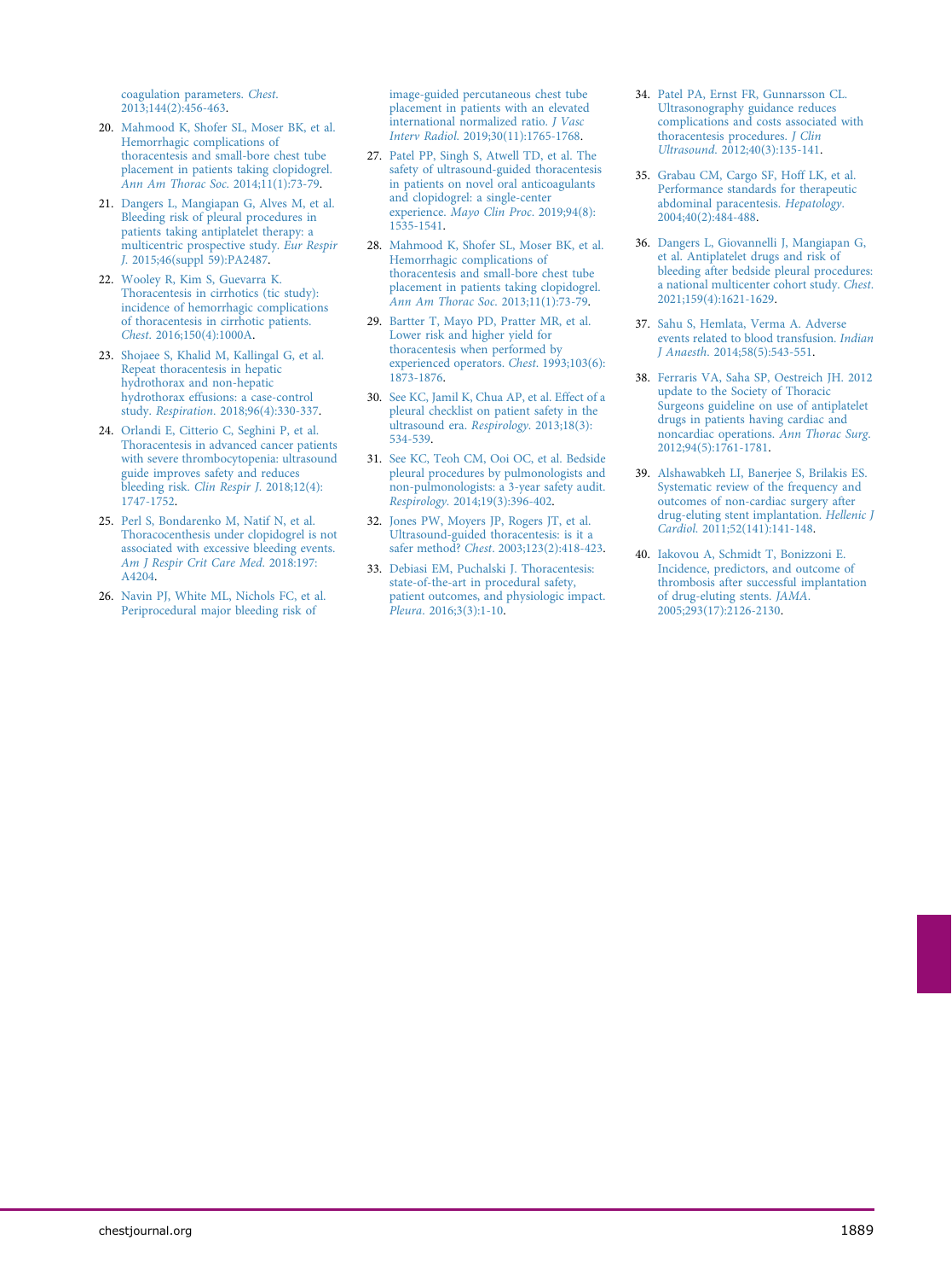coagulation parameters. *Chest*. 2013;144(2):456-463.

20. Mahmood K, Shofer SL, Moser BK, et al. Hemorrhagic complications of thoracentesis and small-bore chest tube placement in patients taking clopidogrel. *Ann Am Thorac Soc*. 2014;11(1):73-79.
21. Dangers L, Mangiapan G, Alves M, et al. Bleeding risk of pleural procedures in patients taking antiplatelet therapy: a multicentric prospective study. *Eur Respir J*. 2015;46(suppl 59):PA2487.
22. Wooley R, Kim S, Guevarra K. Thoracentesis in cirrhotics (tic study): incidence of hemorrhagic complications of thoracentesis in cirrhotic patients. *Chest*. 2016;150(4):1000A.
23. Shojaee S, Khalid M, Kallingal G, et al. Repeat thoracentesis in hepatic hydrothorax and non-hepatic hydrothorax effusions: a case-control study. *Respiration*. 2018;96(4):330-337.
24. Orlandi E, Citterio C, Seghini P, et al. Thoracentesis in advanced cancer patients with severe thrombocytopenia: ultrasound guide improves safety and reduces bleeding risk. *Clin Respir J*. 2018;12(4): 1747-1752.
25. Perl S, Bondarenko M, Natif N, et al. Thoracocenthesis under clopidogrel is not associated with excessive bleeding events. *Am J Respir Crit Care Med*. 2018:197: A4204.
26. Navin PJ, White ML, Nichols FC, et al. Periprocedural major bleeding risk of image-guided percutaneous chest tube placement in patients with an elevated international normalized ratio. *J Vasc Interv Radiol*. 2019;30(11):1765-1768.
27. Patel PP, Singh S, Atwell TD, et al. The safety of ultrasound-guided thoracentesis in patients on novel oral anticoagulants and clopidogrel: a single-center experience. *Mayo Clin Proc*. 2019;94(8): 1535-1541.
28. Mahmood K, Shofer SL, Moser BK, et al. Hemorrhagic complications of thoracentesis and small-bore chest tube placement in patients taking clopidogrel. *Ann Am Thorac Soc*. 2013;11(1):73-79.
29. Bartter T, Mayo PD, Pratter MR, et al. Lower risk and higher yield for thoracentesis when performed by experienced operators. *Chest*. 1993;103(6): 1873-1876.
30. See KC, Jamil K, Chua AP, et al. Effect of a pleural checklist on patient safety in the ultrasound era. *Respirology*. 2013;18(3): 534-539.
31. See KC, Teoh CM, Ooi OC, et al. Bedside pleural procedures by pulmonologists and non-pulmonologists: a 3-year safety audit. *Respirology*. 2014;19(3):396-402.
32. Jones PW, Moyers JP, Rogers JT, et al. Ultrasound-guided thoracentesis: is it a safer method? *Chest*. 2003;123(2):418-423.
33. Debiasi EM, Puchalski J. Thoracentesis: state-of-the-art in procedural safety, patient outcomes, and physiologic impact. *Pleura*. 2016;3(3):1-10.
34. Patel PA, Ernst FR, Gunnarsson CL. Ultrasonography guidance reduces complications and costs associated with thoracentesis procedures. *J Clin Ultrasound*. 2012;40(3):135-141.
35. Grabau CM, Cargo SF, Hoff LK, et al. Performance standards for therapeutic abdominal paracentesis. *Hepatology*. 2004;40(2):484-488.
36. Dangers L, Giovannelli J, Mangiapan G, et al. Antiplatelet drugs and risk of bleeding after bedside pleural procedures: a national multicenter cohort study. *Chest*. 2021;159(4):1621-1629.
37. Sahu S, Hemlata, Verma A. Adverse events related to blood transfusion. *Indian J Anaesth*. 2014;58(5):543-551.
38. Ferraris VA, Saha SP, Oestreich JH. 2012 update to the Society of Thoracic Surgeons guideline on use of antiplatelet drugs in patients having cardiac and noncardiac operations. *Ann Thorac Surg*. 2012;94(5):1761-1781.
39. Alshawabkeh LI, Banerjee S, Brilakis ES. Systematic review of the frequency and outcomes of non-cardiac surgery after drug-eluting stent implantation. *Hellenic J Cardiol*. 2011;52(141):141-148.
40. Iakovou A, Schmidt T, Bonizzoni E. Incidence, predictors, and outcome of thrombosis after successful implantation of drug-eluting stents. *JAMA*. 2005;293(17):2126-2130.